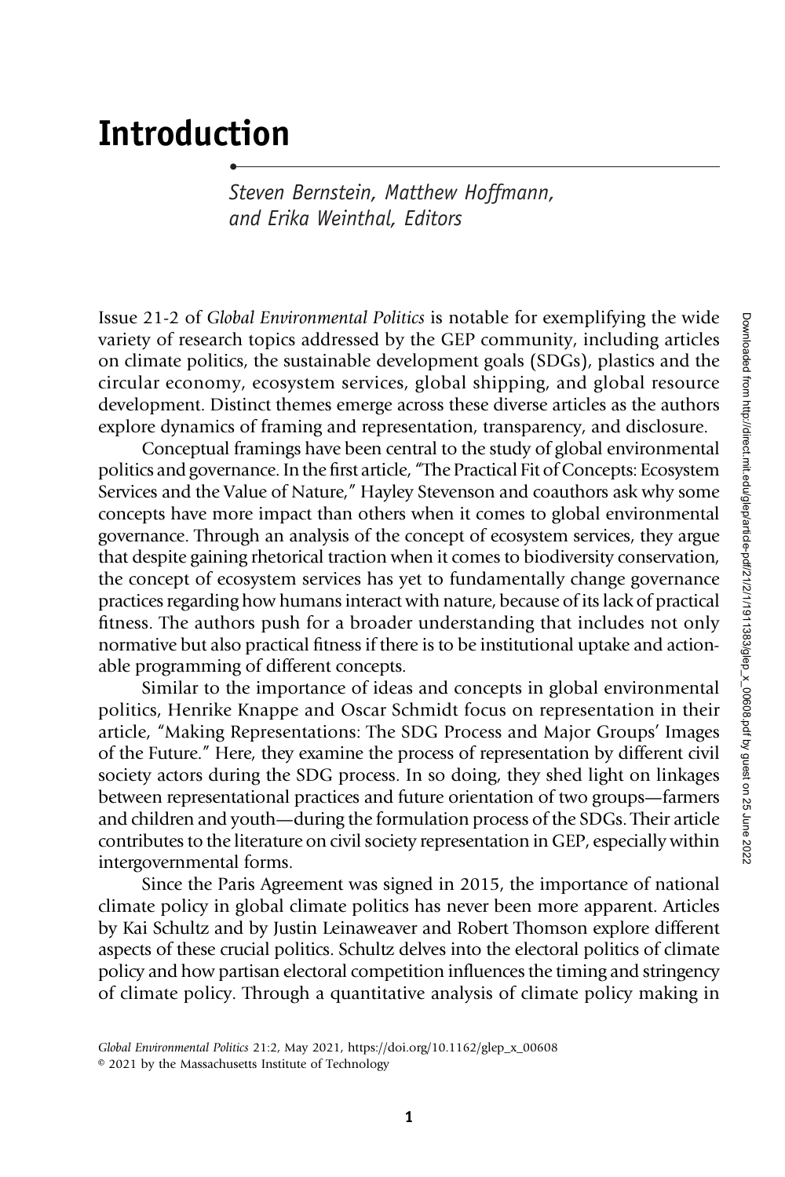# Introduction

*Steven Bernstein, Matthew Hoffmann, and Erika Weinthal, Editors*

Issue 21-2 of *Global Environmental Politics* is notable for exemplifying the wide variety of research topics addressed by the GEP community, including articles on climate politics, the sustainable development goals (SDGs), plastics and the circular economy, ecosystem services, global shipping, and global resource development. Distinct themes emerge across these diverse articles as the authors explore dynamics of framing and representation, transparency, and disclosure.

Conceptual framings have been central to the study of global environmental politics and governance. In the first article, "The Practical Fit of Concepts: Ecosystem Services and the Value of Nature," Hayley Stevenson and coauthors ask why some concepts have more impact than others when it comes to global environmental governance. Through an analysis of the concept of ecosystem services, they argue that despite gaining rhetorical traction when it comes to biodiversity conservation, the concept of ecosystem services has yet to fundamentally change governance practices regarding how humans interact with nature, because of its lack of practical fitness. The authors push for a broader understanding that includes not only normative but also practical fitness if there is to be institutional uptake and actionable programming of different concepts.

Similar to the importance of ideas and concepts in global environmental politics, Henrike Knappe and Oscar Schmidt focus on representation in their article, "Making Representations: The SDG Process and Major Groups' Images of the Future." Here, they examine the process of representation by different civil society actors during the SDG process. In so doing, they shed light on linkages between representational practices and future orientation of two groups—farmers and children and youth—during the formulation process of the SDGs. Their article contributes to the literature on civil society representation in GEP, especially within intergovernmental forms.

Since the Paris Agreement was signed in 2015, the importance of national climate policy in global climate politics has never been more apparent. Articles by Kai Schultz and by Justin Leinaweaver and Robert Thomson explore different aspects of these crucial politics. Schultz delves into the electoral politics of climate policy and how partisan electoral competition influences the timing and stringency of climate policy. Through a quantitative analysis of climate policy making in

*Global Environmental Politics* 21:2, May 2021, https://doi.org/10.1162/glep_x_00608
© 2021 by the Massachusetts Institute of Technology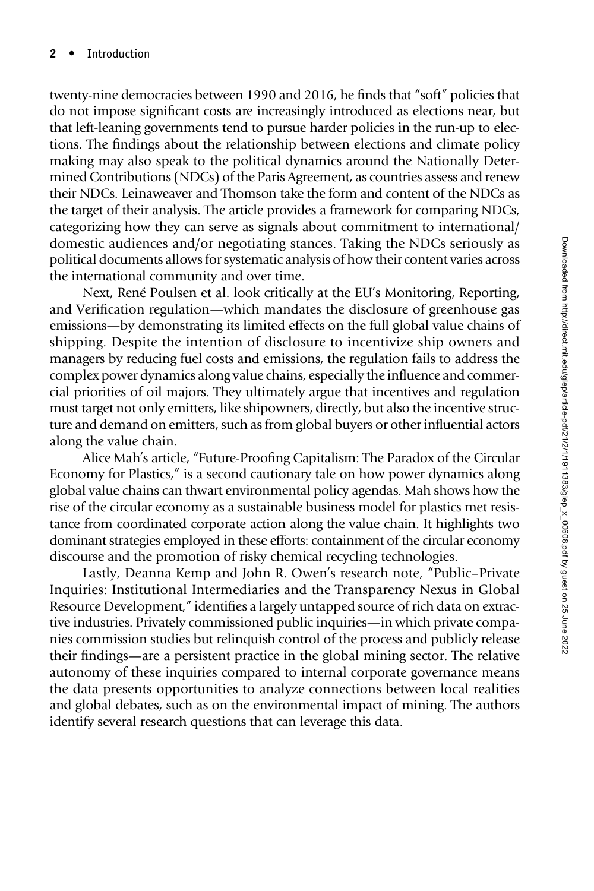twenty-nine democracies between 1990 and 2016, he finds that "soft" policies that do not impose significant costs are increasingly introduced as elections near, but that left-leaning governments tend to pursue harder policies in the run-up to elections. The findings about the relationship between elections and climate policy making may also speak to the political dynamics around the Nationally Determined Contributions (NDCs) of the Paris Agreement, as countries assess and renew their NDCs. Leinaweaver and Thomson take the form and content of the NDCs as the target of their analysis. The article provides a framework for comparing NDCs, categorizing how they can serve as signals about commitment to international/domestic audiences and/or negotiating stances. Taking the NDCs seriously as political documents allows for systematic analysis of how their content varies across the international community and over time.

Next, René Poulsen et al. look critically at the EU's Monitoring, Reporting, and Verification regulation—which mandates the disclosure of greenhouse gas emissions—by demonstrating its limited effects on the full global value chains of shipping. Despite the intention of disclosure to incentivize ship owners and managers by reducing fuel costs and emissions, the regulation fails to address the complex power dynamics along value chains, especially the influence and commercial priorities of oil majors. They ultimately argue that incentives and regulation must target not only emitters, like shipowners, directly, but also the incentive structure and demand on emitters, such as from global buyers or other influential actors along the value chain.

Alice Mah's article, "Future-Proofing Capitalism: The Paradox of the Circular Economy for Plastics," is a second cautionary tale on how power dynamics along global value chains can thwart environmental policy agendas. Mah shows how the rise of the circular economy as a sustainable business model for plastics met resistance from coordinated corporate action along the value chain. It highlights two dominant strategies employed in these efforts: containment of the circular economy discourse and the promotion of risky chemical recycling technologies.

Lastly, Deanna Kemp and John R. Owen's research note, "Public–Private Inquiries: Institutional Intermediaries and the Transparency Nexus in Global Resource Development," identifies a largely untapped source of rich data on extractive industries. Privately commissioned public inquiries—in which private companies commission studies but relinquish control of the process and publicly release their findings—are a persistent practice in the global mining sector. The relative autonomy of these inquiries compared to internal corporate governance means the data presents opportunities to analyze connections between local realities and global debates, such as on the environmental impact of mining. The authors identify several research questions that can leverage this data.